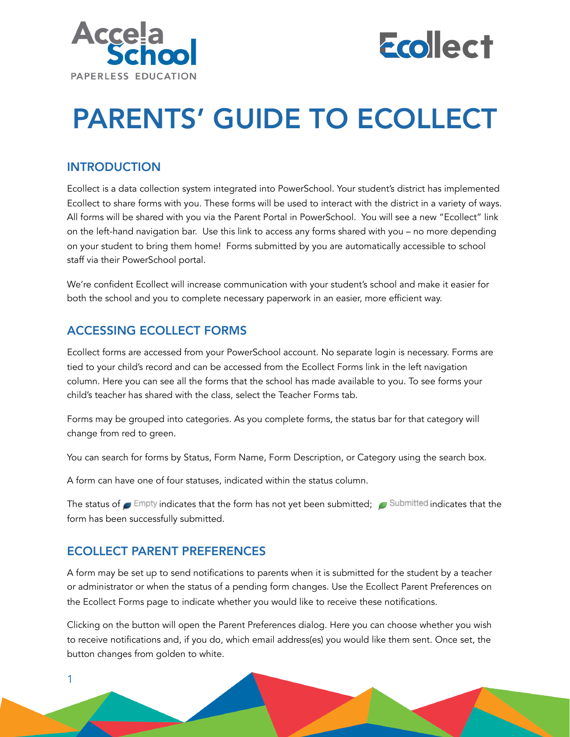# PARENTS' GUIDE TO ECOLLECT

## INTRODUCTION

Ecollect is a data collection system integrated into PowerSchool. Your student's district has implemented Ecollect to share forms with you. These forms will be used to interact with the district in a variety of ways. All forms will be shared with you via the Parent Portal in PowerSchool. You will see a new "Ecollect" link on the left-hand navigation bar. Use this link to access any forms shared with you – no more depending on your student to bring them home! Forms submitted by you are automatically accessible to school staff via their PowerSchool portal.

We're confident Ecollect will increase communication with your student's school and make it easier for both the school and you to complete necessary paperwork in an easier, more efficient way.

## ACCESSING ECOLLECT FORMS

Ecollect forms are accessed from your PowerSchool account. No separate login is necessary. Forms are tied to your child's record and can be accessed from the Ecollect Forms link in the left navigation column. Here you can see all the forms that the school has made available to you. To see forms your child's teacher has shared with the class, select the Teacher Forms tab.

Forms may be grouped into categories. As you complete forms, the status bar for that category will change from red to green.

You can search for forms by Status, Form Name, Form Description, or Category using the search box.

A form can have one of four statuses, indicated within the status column.

The status of Empty indicates that the form has not yet been submitted; Submitted indicates that the form has been successfully submitted.

## ECOLLECT PARENT PREFERENCES

A form may be set up to send notifications to parents when it is submitted for the student by a teacher or administrator or when the status of a pending form changes. Use the Ecollect Parent Preferences on the Ecollect Forms page to indicate whether you would like to receive these notifications.

Clicking on the button will open the Parent Preferences dialog. Here you can choose whether you wish to receive notifications and, if you do, which email address(es) you would like them sent. Once set, the button changes from golden to white.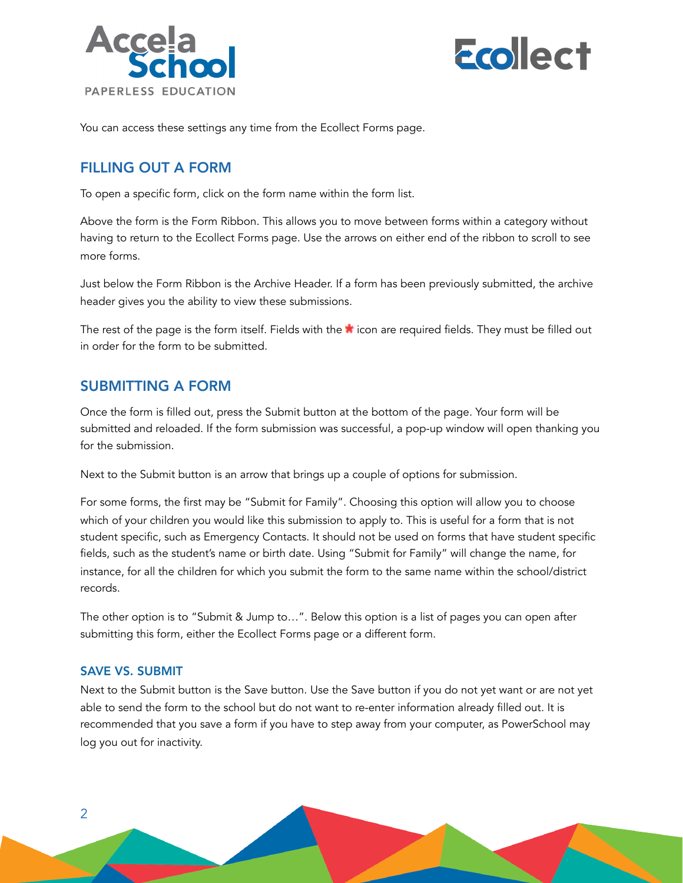You can access these settings any time from the Ecollect Forms page.

## FILLING OUT A FORM

To open a specific form, click on the form name within the form list.

Above the form is the Form Ribbon. This allows you to move between forms within a category without having to return to the Ecollect Forms page. Use the arrows on either end of the ribbon to scroll to see more forms.

Just below the Form Ribbon is the Archive Header. If a form has been previously submitted, the archive header gives you the ability to view these submissions.

The rest of the page is the form itself. Fields with the * icon are required fields. They must be filled out in order for the form to be submitted.

## SUBMITTING A FORM

Once the form is filled out, press the Submit button at the bottom of the page. Your form will be submitted and reloaded. If the form submission was successful, a pop-up window will open thanking you for the submission.

Next to the Submit button is an arrow that brings up a couple of options for submission.

For some forms, the first may be "Submit for Family". Choosing this option will allow you to choose which of your children you would like this submission to apply to. This is useful for a form that is not student specific, such as Emergency Contacts. It should not be used on forms that have student specific fields, such as the student's name or birth date. Using "Submit for Family" will change the name, for instance, for all the children for which you submit the form to the same name within the school/district records.

The other option is to "Submit & Jump to…". Below this option is a list of pages you can open after submitting this form, either the Ecollect Forms page or a different form.

### SAVE VS. SUBMIT

Next to the Submit button is the Save button. Use the Save button if you do not yet want or are not yet able to send the form to the school but do not want to re-enter information already filled out. It is recommended that you save a form if you have to step away from your computer, as PowerSchool may log you out for inactivity.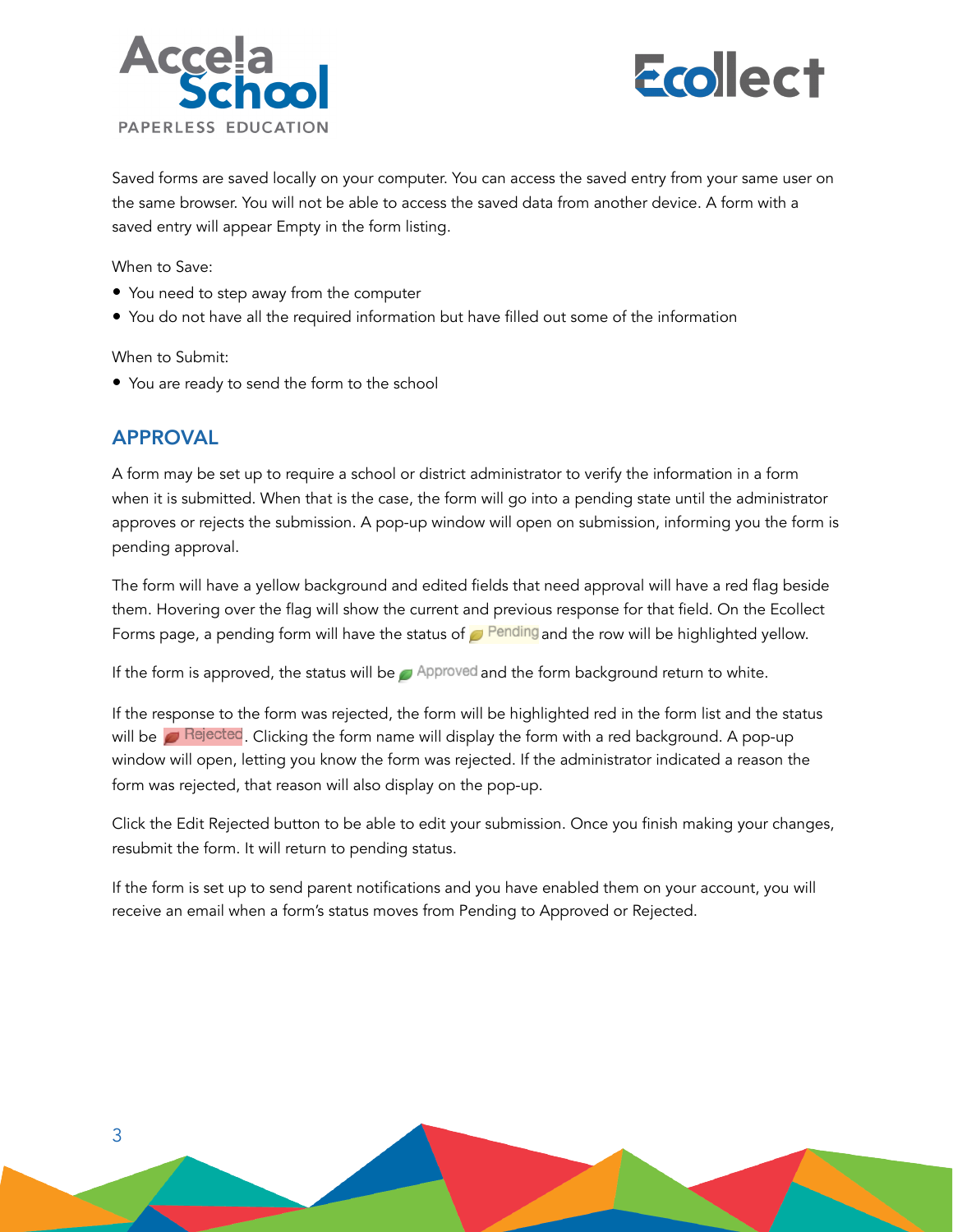Saved forms are saved locally on your computer. You can access the saved entry from your same user on the same browser. You will not be able to access the saved data from another device. A form with a saved entry will appear Empty in the form listing.

When to Save:

- You need to step away from the computer
- You do not have all the required information but have filled out some of the information

When to Submit:

- You are ready to send the form to the school

## APPROVAL

A form may be set up to require a school or district administrator to verify the information in a form when it is submitted. When that is the case, the form will go into a pending state until the administrator approves or rejects the submission. A pop-up window will open on submission, informing you the form is pending approval.

The form will have a yellow background and edited fields that need approval will have a red flag beside them. Hovering over the flag will show the current and previous response for that field. On the Ecollect Forms page, a pending form will have the status of Pending and the row will be highlighted yellow.

If the form is approved, the status will be Approved and the form background return to white.

If the response to the form was rejected, the form will be highlighted red in the form list and the status will be Rejected. Clicking the form name will display the form with a red background. A pop-up window will open, letting you know the form was rejected. If the administrator indicated a reason the form was rejected, that reason will also display on the pop-up.

Click the Edit Rejected button to be able to edit your submission. Once you finish making your changes, resubmit the form. It will return to pending status.

If the form is set up to send parent notifications and you have enabled them on your account, you will receive an email when a form's status moves from Pending to Approved or Rejected.